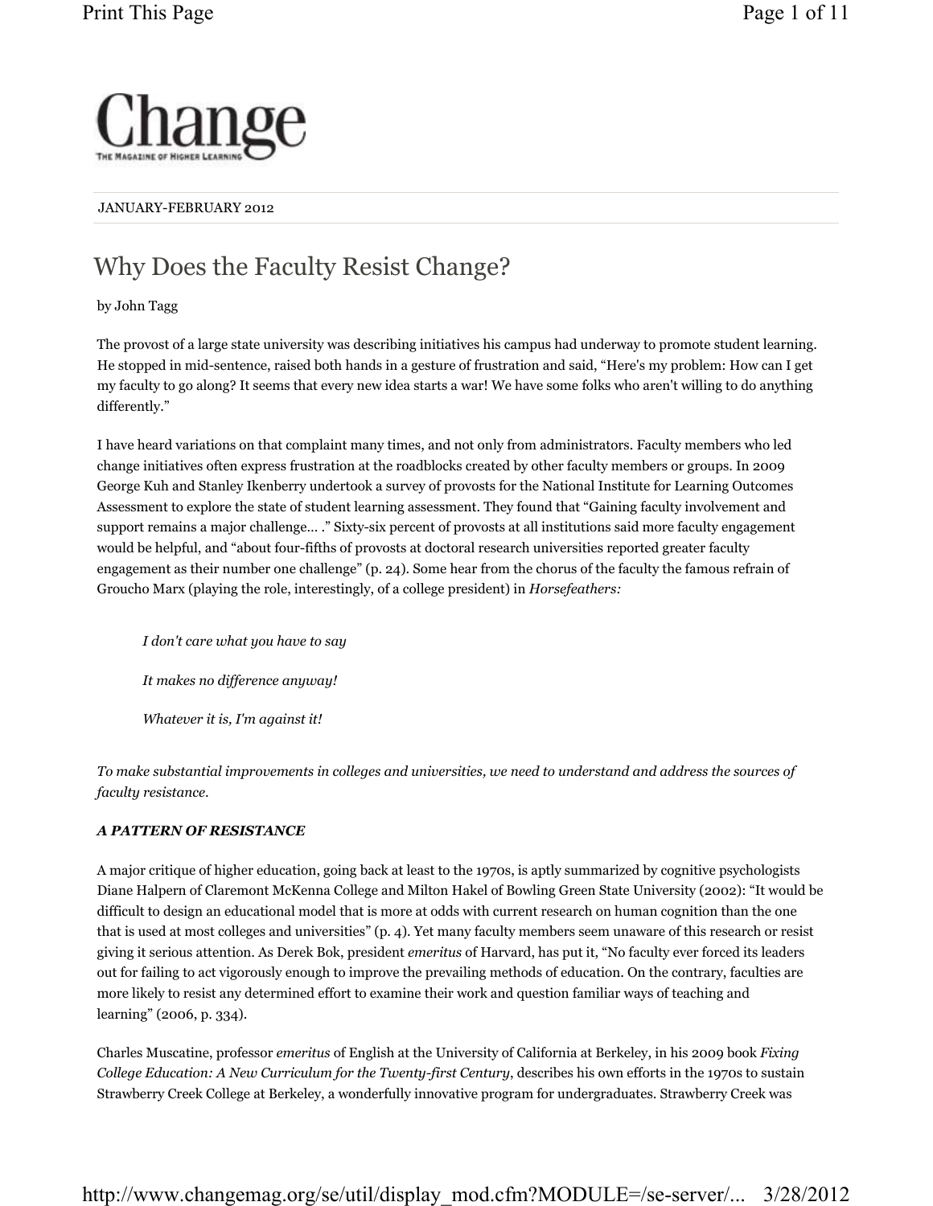# Change

THE MAGAZINE OF HIGHER LEARNING

JANUARY-FEBRUARY 2012

## Why Does the Faculty Resist Change?

by John Tagg

The provost of a large state university was describing initiatives his campus had underway to promote student learning. He stopped in mid-sentence, raised both hands in a gesture of frustration and said, "Here's my problem: How can I get my faculty to go along? It seems that every new idea starts a war! We have some folks who aren't willing to do anything differently."

I have heard variations on that complaint many times, and not only from administrators. Faculty members who led change initiatives often express frustration at the roadblocks created by other faculty members or groups. In 2009 George Kuh and Stanley Ikenberry undertook a survey of provosts for the National Institute for Learning Outcomes Assessment to explore the state of student learning assessment. They found that "Gaining faculty involvement and support remains a major challenge... ." Sixty-six percent of provosts at all institutions said more faculty engagement would be helpful, and "about four-fifths of provosts at doctoral research universities reported greater faculty engagement as their number one challenge" (p. 24). Some hear from the chorus of the faculty the famous refrain of Groucho Marx (playing the role, interestingly, of a college president) in *Horsefeathers:*

> *I don't care what you have to say*
>
> *It makes no difference anyway!*
>
> *Whatever it is, I'm against it!*

*To make substantial improvements in colleges and universities, we need to understand and address the sources of faculty resistance.*

### *A PATTERN OF RESISTANCE*

A major critique of higher education, going back at least to the 1970s, is aptly summarized by cognitive psychologists Diane Halpern of Claremont McKenna College and Milton Hakel of Bowling Green State University (2002): "It would be difficult to design an educational model that is more at odds with current research on human cognition than the one that is used at most colleges and universities" (p. 4). Yet many faculty members seem unaware of this research or resist giving it serious attention. As Derek Bok, president *emeritus* of Harvard, has put it, "No faculty ever forced its leaders out for failing to act vigorously enough to improve the prevailing methods of education. On the contrary, faculties are more likely to resist any determined effort to examine their work and question familiar ways of teaching and learning" (2006, p. 334).

Charles Muscatine, professor *emeritus* of English at the University of California at Berkeley, in his 2009 book *Fixing College Education: A New Curriculum for the Twenty-first Century*, describes his own efforts in the 1970s to sustain Strawberry Creek College at Berkeley, a wonderfully innovative program for undergraduates. Strawberry Creek was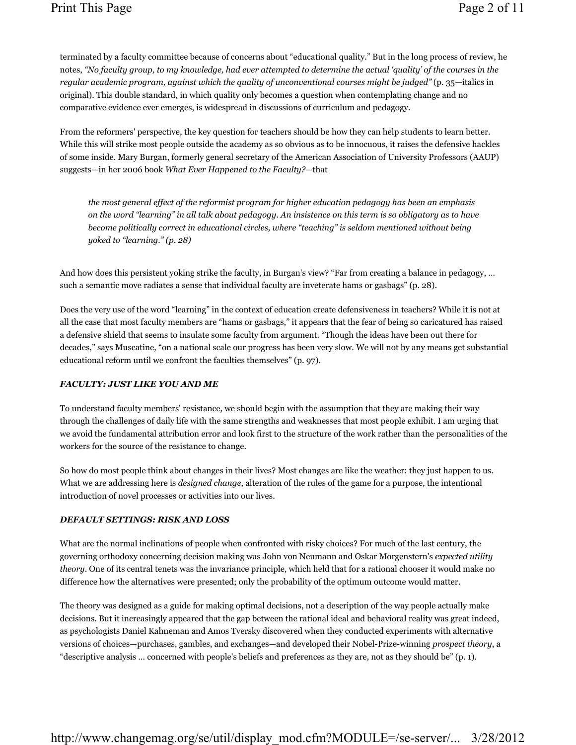terminated by a faculty committee because of concerns about "educational quality." But in the long process of review, he notes, *"No faculty group, to my knowledge, had ever attempted to determine the actual 'quality' of the courses in the regular academic program, against which the quality of unconventional courses might be judged"* (p. 35—italics in original). This double standard, in which quality only becomes a question when contemplating change and no comparative evidence ever emerges, is widespread in discussions of curriculum and pedagogy.

From the reformers' perspective, the key question for teachers should be how they can help students to learn better. While this will strike most people outside the academy as so obvious as to be innocuous, it raises the defensive hackles of some inside. Mary Burgan, formerly general secretary of the American Association of University Professors (AAUP) suggests—in her 2006 book *What Ever Happened to the Faculty?*—that

> *the most general effect of the reformist program for higher education pedagogy has been an emphasis on the word "learning" in all talk about pedagogy. An insistence on this term is so obligatory as to have become politically correct in educational circles, where "teaching" is seldom mentioned without being yoked to "learning." (p. 28)*

And how does this persistent yoking strike the faculty, in Burgan's view? "Far from creating a balance in pedagogy, … such a semantic move radiates a sense that individual faculty are inveterate hams or gasbags" (p. 28).

Does the very use of the word "learning" in the context of education create defensiveness in teachers? While it is not at all the case that most faculty members are "hams or gasbags," it appears that the fear of being so caricatured has raised a defensive shield that seems to insulate some faculty from argument. "Though the ideas have been out there for decades," says Muscatine, "on a national scale our progress has been very slow. We will not by any means get substantial educational reform until we confront the faculties themselves" (p. 97).

### *FACULTY: JUST LIKE YOU AND ME*

To understand faculty members' resistance, we should begin with the assumption that they are making their way through the challenges of daily life with the same strengths and weaknesses that most people exhibit. I am urging that we avoid the fundamental attribution error and look first to the structure of the work rather than the personalities of the workers for the source of the resistance to change.

So how do most people think about changes in their lives? Most changes are like the weather: they just happen to us. What we are addressing here is *designed change*, alteration of the rules of the game for a purpose, the intentional introduction of novel processes or activities into our lives.

### *DEFAULT SETTINGS: RISK AND LOSS*

What are the normal inclinations of people when confronted with risky choices? For much of the last century, the governing orthodoxy concerning decision making was John von Neumann and Oskar Morgenstern's *expected utility theory*. One of its central tenets was the invariance principle, which held that for a rational chooser it would make no difference how the alternatives were presented; only the probability of the optimum outcome would matter.

The theory was designed as a guide for making optimal decisions, not a description of the way people actually make decisions. But it increasingly appeared that the gap between the rational ideal and behavioral reality was great indeed, as psychologists Daniel Kahneman and Amos Tversky discovered when they conducted experiments with alternative versions of choices—purchases, gambles, and exchanges—and developed their Nobel-Prize-winning *prospect theory*, a "descriptive analysis … concerned with people's beliefs and preferences as they are, not as they should be" (p. 1).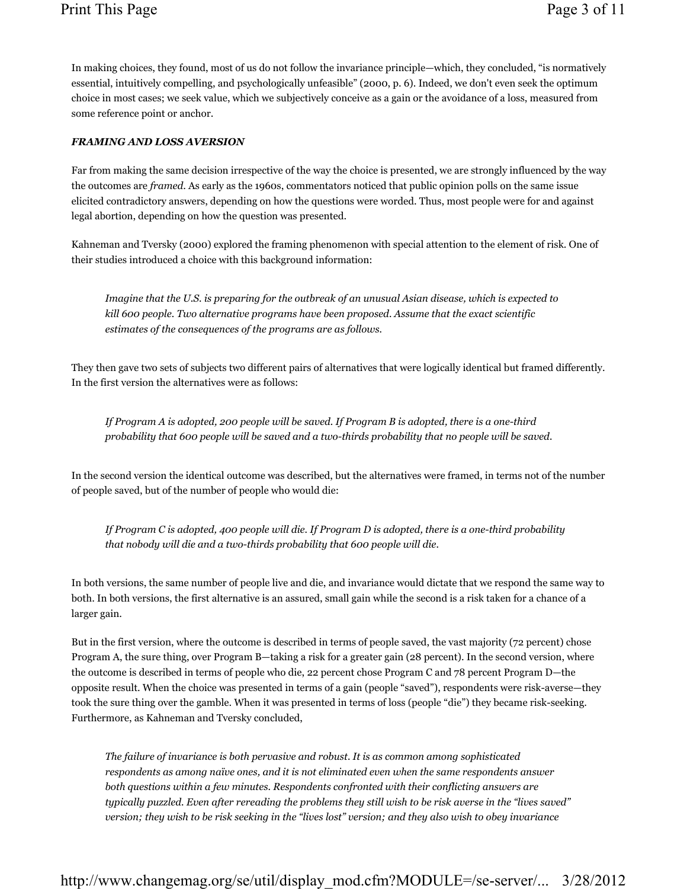In making choices, they found, most of us do not follow the invariance principle—which, they concluded, "is normatively essential, intuitively compelling, and psychologically unfeasible" (2000, p. 6). Indeed, we don't even seek the optimum choice in most cases; we seek value, which we subjectively conceive as a gain or the avoidance of a loss, measured from some reference point or anchor.

### *FRAMING AND LOSS AVERSION*

Far from making the same decision irrespective of the way the choice is presented, we are strongly influenced by the way the outcomes are *framed*. As early as the 1960s, commentators noticed that public opinion polls on the same issue elicited contradictory answers, depending on how the questions were worded. Thus, most people were for and against legal abortion, depending on how the question was presented.

Kahneman and Tversky (2000) explored the framing phenomenon with special attention to the element of risk. One of their studies introduced a choice with this background information:

> *Imagine that the U.S. is preparing for the outbreak of an unusual Asian disease, which is expected to kill 600 people. Two alternative programs have been proposed. Assume that the exact scientific estimates of the consequences of the programs are as follows.*

They then gave two sets of subjects two different pairs of alternatives that were logically identical but framed differently. In the first version the alternatives were as follows:

> *If Program A is adopted, 200 people will be saved. If Program B is adopted, there is a one-third probability that 600 people will be saved and a two-thirds probability that no people will be saved.*

In the second version the identical outcome was described, but the alternatives were framed, in terms not of the number of people saved, but of the number of people who would die:

> *If Program C is adopted, 400 people will die. If Program D is adopted, there is a one-third probability that nobody will die and a two-thirds probability that 600 people will die.*

In both versions, the same number of people live and die, and invariance would dictate that we respond the same way to both. In both versions, the first alternative is an assured, small gain while the second is a risk taken for a chance of a larger gain.

But in the first version, where the outcome is described in terms of people saved, the vast majority (72 percent) chose Program A, the sure thing, over Program B—taking a risk for a greater gain (28 percent). In the second version, where the outcome is described in terms of people who die, 22 percent chose Program C and 78 percent Program D—the opposite result. When the choice was presented in terms of a gain (people "saved"), respondents were risk-averse—they took the sure thing over the gamble. When it was presented in terms of loss (people "die") they became risk-seeking. Furthermore, as Kahneman and Tversky concluded,

> *The failure of invariance is both pervasive and robust. It is as common among sophisticated respondents as among naïve ones, and it is not eliminated even when the same respondents answer both questions within a few minutes. Respondents confronted with their conflicting answers are typically puzzled. Even after rereading the problems they still wish to be risk averse in the "lives saved" version; they wish to be risk seeking in the "lives lost" version; and they also wish to obey invariance*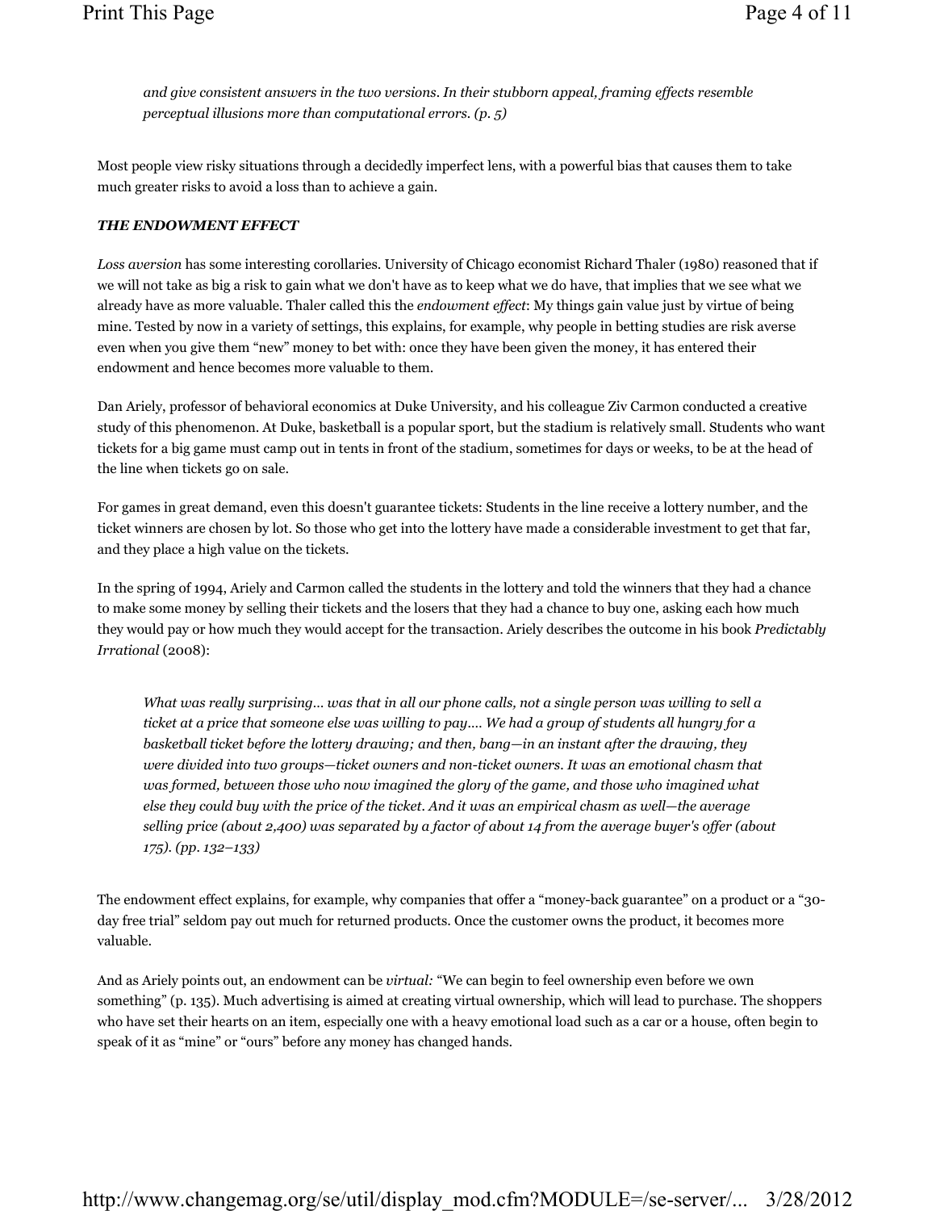*and give consistent answers in the two versions. In their stubborn appeal, framing effects resemble perceptual illusions more than computational errors. (p. 5)*

Most people view risky situations through a decidedly imperfect lens, with a powerful bias that causes them to take much greater risks to avoid a loss than to achieve a gain.

### *THE ENDOWMENT EFFECT*

*Loss aversion* has some interesting corollaries. University of Chicago economist Richard Thaler (1980) reasoned that if we will not take as big a risk to gain what we don't have as to keep what we do have, that implies that we see what we already have as more valuable. Thaler called this the *endowment effect*: My things gain value just by virtue of being mine. Tested by now in a variety of settings, this explains, for example, why people in betting studies are risk averse even when you give them "new" money to bet with: once they have been given the money, it has entered their endowment and hence becomes more valuable to them.

Dan Ariely, professor of behavioral economics at Duke University, and his colleague Ziv Carmon conducted a creative study of this phenomenon. At Duke, basketball is a popular sport, but the stadium is relatively small. Students who want tickets for a big game must camp out in tents in front of the stadium, sometimes for days or weeks, to be at the head of the line when tickets go on sale.

For games in great demand, even this doesn't guarantee tickets: Students in the line receive a lottery number, and the ticket winners are chosen by lot. So those who get into the lottery have made a considerable investment to get that far, and they place a high value on the tickets.

In the spring of 1994, Ariely and Carmon called the students in the lottery and told the winners that they had a chance to make some money by selling their tickets and the losers that they had a chance to buy one, asking each how much they would pay or how much they would accept for the transaction. Ariely describes the outcome in his book *Predictably Irrational* (2008):

> *What was really surprising… was that in all our phone calls, not a single person was willing to sell a ticket at a price that someone else was willing to pay…. We had a group of students all hungry for a basketball ticket before the lottery drawing; and then, bang—in an instant after the drawing, they were divided into two groups—ticket owners and non-ticket owners. It was an emotional chasm that was formed, between those who now imagined the glory of the game, and those who imagined what else they could buy with the price of the ticket. And it was an empirical chasm as well—the average selling price (about 2,400) was separated by a factor of about 14 from the average buyer's offer (about 175). (pp. 132–133)*

The endowment effect explains, for example, why companies that offer a "money-back guarantee" on a product or a "30-day free trial" seldom pay out much for returned products. Once the customer owns the product, it becomes more valuable.

And as Ariely points out, an endowment can be *virtual:* "We can begin to feel ownership even before we own something" (p. 135). Much advertising is aimed at creating virtual ownership, which will lead to purchase. The shoppers who have set their hearts on an item, especially one with a heavy emotional load such as a car or a house, often begin to speak of it as "mine" or "ours" before any money has changed hands.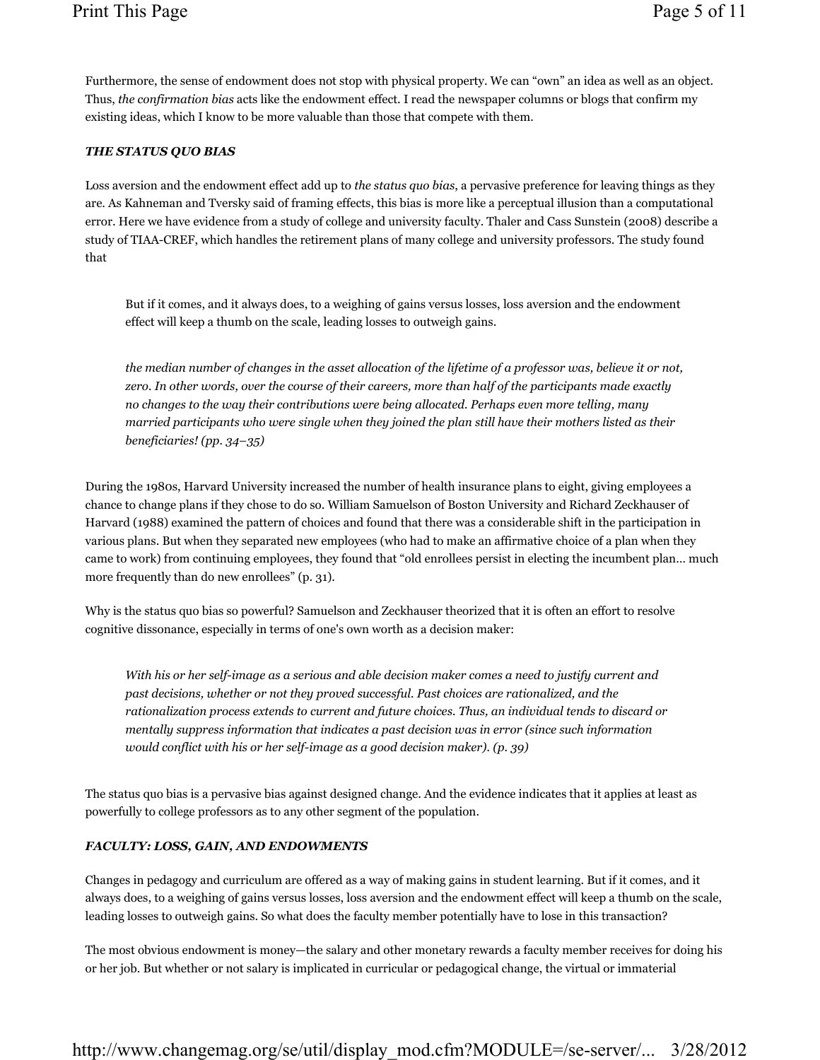Furthermore, the sense of endowment does not stop with physical property. We can "own" an idea as well as an object. Thus, *the confirmation bias* acts like the endowment effect. I read the newspaper columns or blogs that confirm my existing ideas, which I know to be more valuable than those that compete with them.

### *THE STATUS QUO BIAS*

Loss aversion and the endowment effect add up to *the status quo bias*, a pervasive preference for leaving things as they are. As Kahneman and Tversky said of framing effects, this bias is more like a perceptual illusion than a computational error. Here we have evidence from a study of college and university faculty. Thaler and Cass Sunstein (2008) describe a study of TIAA-CREF, which handles the retirement plans of many college and university professors. The study found that

> But if it comes, and it always does, to a weighing of gains versus losses, loss aversion and the endowment effect will keep a thumb on the scale, leading losses to outweigh gains.

> *the median number of changes in the asset allocation of the lifetime of a professor was, believe it or not, zero. In other words, over the course of their careers, more than half of the participants made exactly no changes to the way their contributions were being allocated. Perhaps even more telling, many married participants who were single when they joined the plan still have their mothers listed as their beneficiaries! (pp. 34–35)*

During the 1980s, Harvard University increased the number of health insurance plans to eight, giving employees a chance to change plans if they chose to do so. William Samuelson of Boston University and Richard Zeckhauser of Harvard (1988) examined the pattern of choices and found that there was a considerable shift in the participation in various plans. But when they separated new employees (who had to make an affirmative choice of a plan when they came to work) from continuing employees, they found that "old enrollees persist in electing the incumbent plan… much more frequently than do new enrollees" (p. 31).

Why is the status quo bias so powerful? Samuelson and Zeckhauser theorized that it is often an effort to resolve cognitive dissonance, especially in terms of one's own worth as a decision maker:

> *With his or her self-image as a serious and able decision maker comes a need to justify current and past decisions, whether or not they proved successful. Past choices are rationalized, and the rationalization process extends to current and future choices. Thus, an individual tends to discard or mentally suppress information that indicates a past decision was in error (since such information would conflict with his or her self-image as a good decision maker). (p. 39)*

The status quo bias is a pervasive bias against designed change. And the evidence indicates that it applies at least as powerfully to college professors as to any other segment of the population.

### *FACULTY: LOSS, GAIN, AND ENDOWMENTS*

Changes in pedagogy and curriculum are offered as a way of making gains in student learning. But if it comes, and it always does, to a weighing of gains versus losses, loss aversion and the endowment effect will keep a thumb on the scale, leading losses to outweigh gains. So what does the faculty member potentially have to lose in this transaction?

The most obvious endowment is money—the salary and other monetary rewards a faculty member receives for doing his or her job. But whether or not salary is implicated in curricular or pedagogical change, the virtual or immaterial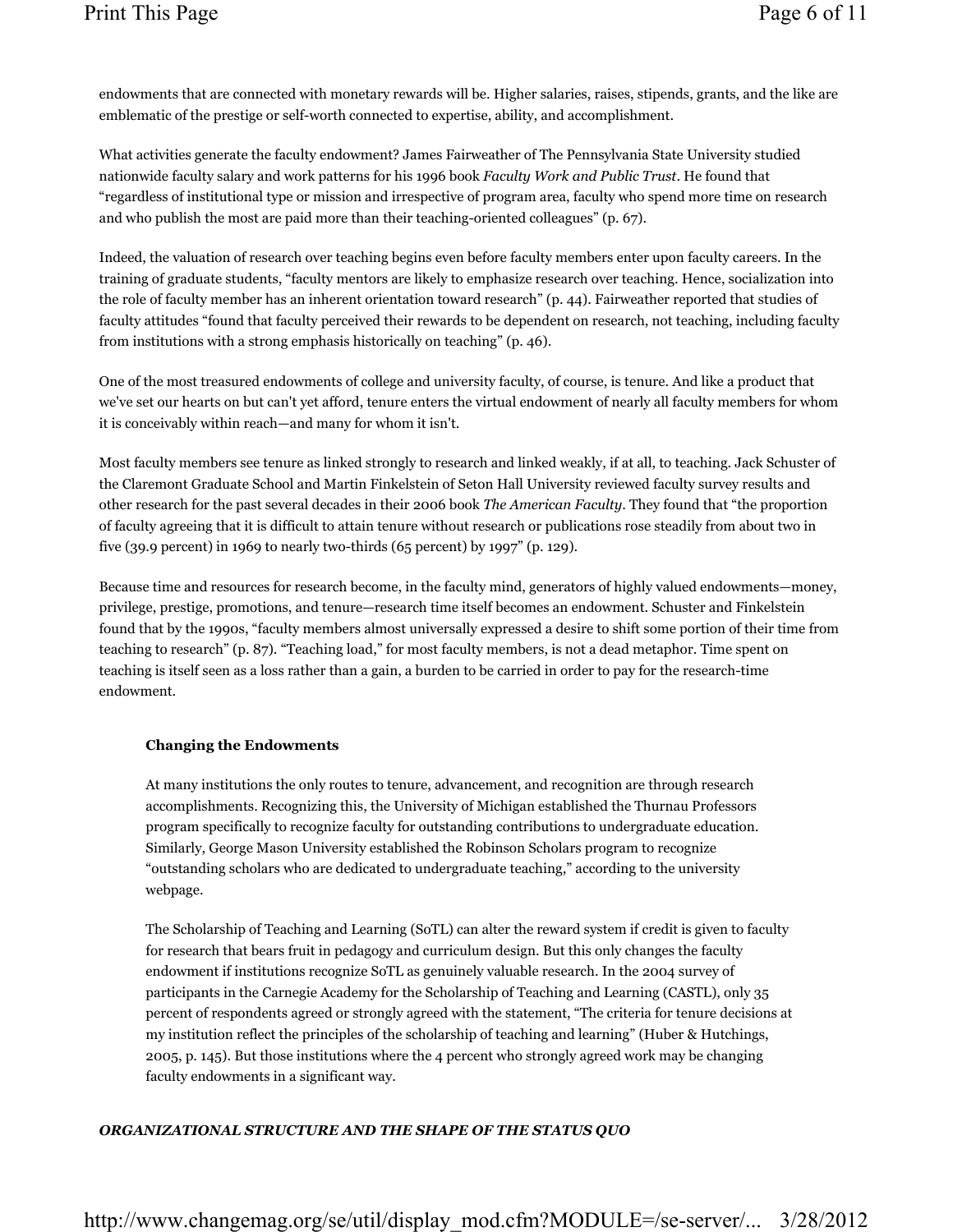endowments that are connected with monetary rewards will be. Higher salaries, raises, stipends, grants, and the like are emblematic of the prestige or self-worth connected to expertise, ability, and accomplishment.

What activities generate the faculty endowment? James Fairweather of The Pennsylvania State University studied nationwide faculty salary and work patterns for his 1996 book *Faculty Work and Public Trust*. He found that "regardless of institutional type or mission and irrespective of program area, faculty who spend more time on research and who publish the most are paid more than their teaching-oriented colleagues" (p. 67).

Indeed, the valuation of research over teaching begins even before faculty members enter upon faculty careers. In the training of graduate students, "faculty mentors are likely to emphasize research over teaching. Hence, socialization into the role of faculty member has an inherent orientation toward research" (p. 44). Fairweather reported that studies of faculty attitudes "found that faculty perceived their rewards to be dependent on research, not teaching, including faculty from institutions with a strong emphasis historically on teaching" (p. 46).

One of the most treasured endowments of college and university faculty, of course, is tenure. And like a product that we've set our hearts on but can't yet afford, tenure enters the virtual endowment of nearly all faculty members for whom it is conceivably within reach—and many for whom it isn't.

Most faculty members see tenure as linked strongly to research and linked weakly, if at all, to teaching. Jack Schuster of the Claremont Graduate School and Martin Finkelstein of Seton Hall University reviewed faculty survey results and other research for the past several decades in their 2006 book *The American Faculty*. They found that "the proportion of faculty agreeing that it is difficult to attain tenure without research or publications rose steadily from about two in five (39.9 percent) in 1969 to nearly two-thirds (65 percent) by 1997" (p. 129).

Because time and resources for research become, in the faculty mind, generators of highly valued endowments—money, privilege, prestige, promotions, and tenure—research time itself becomes an endowment. Schuster and Finkelstein found that by the 1990s, "faculty members almost universally expressed a desire to shift some portion of their time from teaching to research" (p. 87). "Teaching load," for most faculty members, is not a dead metaphor. Time spent on teaching is itself seen as a loss rather than a gain, a burden to be carried in order to pay for the research-time endowment.

### Changing the Endowments

At many institutions the only routes to tenure, advancement, and recognition are through research accomplishments. Recognizing this, the University of Michigan established the Thurnau Professors program specifically to recognize faculty for outstanding contributions to undergraduate education. Similarly, George Mason University established the Robinson Scholars program to recognize "outstanding scholars who are dedicated to undergraduate teaching," according to the university webpage.

The Scholarship of Teaching and Learning (SoTL) can alter the reward system if credit is given to faculty for research that bears fruit in pedagogy and curriculum design. But this only changes the faculty endowment if institutions recognize SoTL as genuinely valuable research. In the 2004 survey of participants in the Carnegie Academy for the Scholarship of Teaching and Learning (CASTL), only 35 percent of respondents agreed or strongly agreed with the statement, "The criteria for tenure decisions at my institution reflect the principles of the scholarship of teaching and learning" (Huber & Hutchings, 2005, p. 145). But those institutions where the 4 percent who strongly agreed work may be changing faculty endowments in a significant way.

## *ORGANIZATIONAL STRUCTURE AND THE SHAPE OF THE STATUS QUO*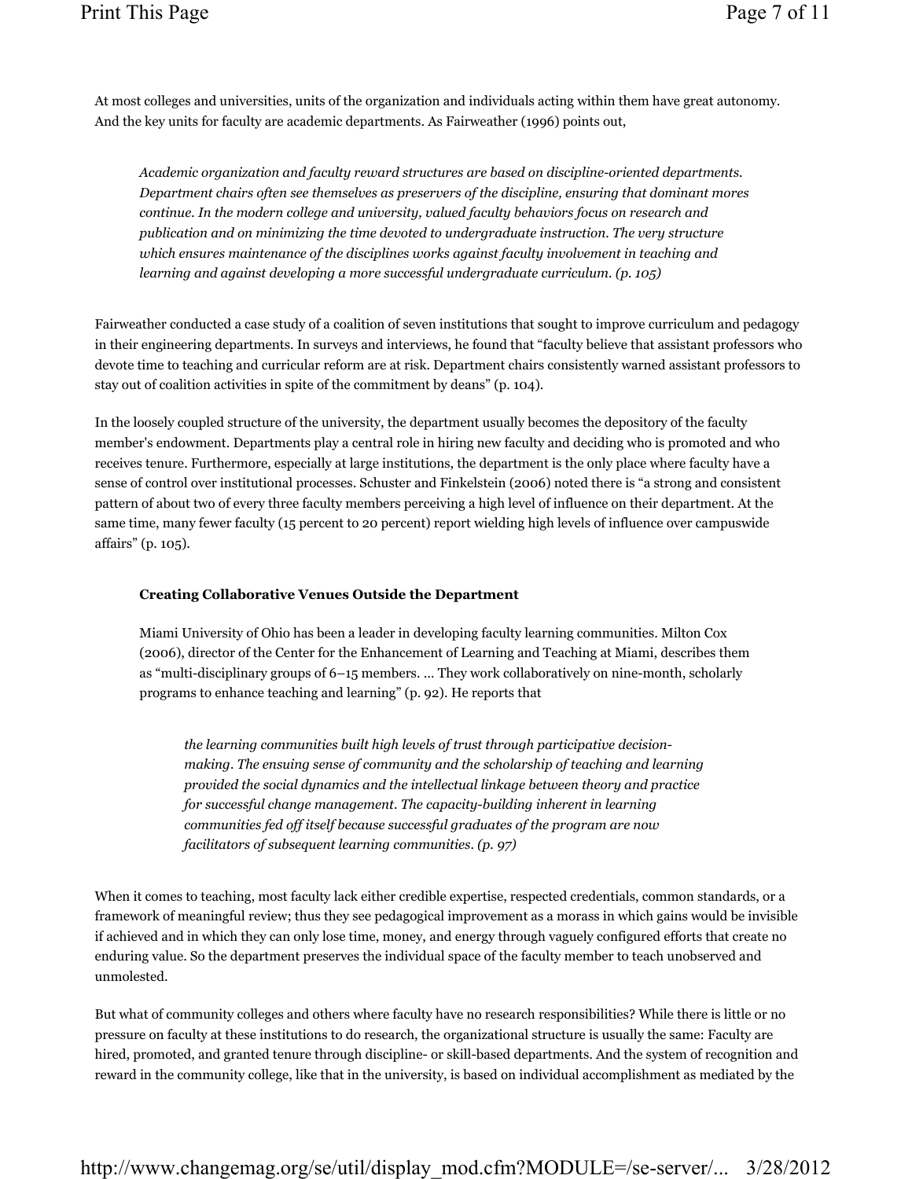At most colleges and universities, units of the organization and individuals acting within them have great autonomy. And the key units for faculty are academic departments. As Fairweather (1996) points out,

> *Academic organization and faculty reward structures are based on discipline-oriented departments. Department chairs often see themselves as preservers of the discipline, ensuring that dominant mores continue. In the modern college and university, valued faculty behaviors focus on research and publication and on minimizing the time devoted to undergraduate instruction. The very structure which ensures maintenance of the disciplines works against faculty involvement in teaching and learning and against developing a more successful undergraduate curriculum. (p. 105)*

Fairweather conducted a case study of a coalition of seven institutions that sought to improve curriculum and pedagogy in their engineering departments. In surveys and interviews, he found that "faculty believe that assistant professors who devote time to teaching and curricular reform are at risk. Department chairs consistently warned assistant professors to stay out of coalition activities in spite of the commitment by deans" (p. 104).

In the loosely coupled structure of the university, the department usually becomes the depository of the faculty member's endowment. Departments play a central role in hiring new faculty and deciding who is promoted and who receives tenure. Furthermore, especially at large institutions, the department is the only place where faculty have a sense of control over institutional processes. Schuster and Finkelstein (2006) noted there is "a strong and consistent pattern of about two of every three faculty members perceiving a high level of influence on their department. At the same time, many fewer faculty (15 percent to 20 percent) report wielding high levels of influence over campuswide affairs" (p. 105).

> **Creating Collaborative Venues Outside the Department**
>
> Miami University of Ohio has been a leader in developing faculty learning communities. Milton Cox (2006), director of the Center for the Enhancement of Learning and Teaching at Miami, describes them as "multi-disciplinary groups of 6–15 members. ... They work collaboratively on nine-month, scholarly programs to enhance teaching and learning" (p. 92). He reports that
>
> > *the learning communities built high levels of trust through participative decision-making. The ensuing sense of community and the scholarship of teaching and learning provided the social dynamics and the intellectual linkage between theory and practice for successful change management. The capacity-building inherent in learning communities fed off itself because successful graduates of the program are now facilitators of subsequent learning communities. (p. 97)*

When it comes to teaching, most faculty lack either credible expertise, respected credentials, common standards, or a framework of meaningful review; thus they see pedagogical improvement as a morass in which gains would be invisible if achieved and in which they can only lose time, money, and energy through vaguely configured efforts that create no enduring value. So the department preserves the individual space of the faculty member to teach unobserved and unmolested.

But what of community colleges and others where faculty have no research responsibilities? While there is little or no pressure on faculty at these institutions to do research, the organizational structure is usually the same: Faculty are hired, promoted, and granted tenure through discipline- or skill-based departments. And the system of recognition and reward in the community college, like that in the university, is based on individual accomplishment as mediated by the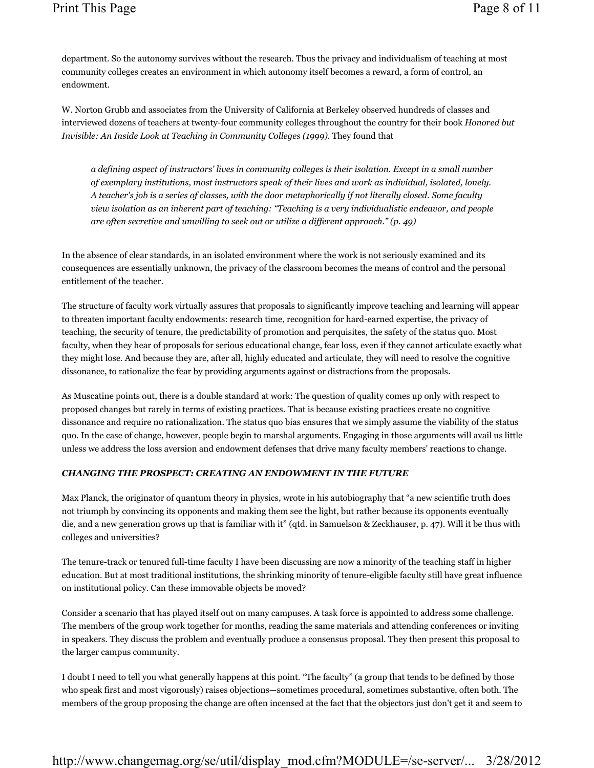department. So the autonomy survives without the research. Thus the privacy and individualism of teaching at most community colleges creates an environment in which autonomy itself becomes a reward, a form of control, an endowment.

W. Norton Grubb and associates from the University of California at Berkeley observed hundreds of classes and interviewed dozens of teachers at twenty-four community colleges throughout the country for their book *Honored but Invisible: An Inside Look at Teaching in Community Colleges (1999)*. They found that

> *a defining aspect of instructors' lives in community colleges is their isolation. Except in a small number of exemplary institutions, most instructors speak of their lives and work as individual, isolated, lonely. A teacher's job is a series of classes, with the door metaphorically if not literally closed. Some faculty view isolation as an inherent part of teaching: "Teaching is a very individualistic endeavor, and people are often secretive and unwilling to seek out or utilize a different approach." (p. 49)*

In the absence of clear standards, in an isolated environment where the work is not seriously examined and its consequences are essentially unknown, the privacy of the classroom becomes the means of control and the personal entitlement of the teacher.

The structure of faculty work virtually assures that proposals to significantly improve teaching and learning will appear to threaten important faculty endowments: research time, recognition for hard-earned expertise, the privacy of teaching, the security of tenure, the predictability of promotion and perquisites, the safety of the status quo. Most faculty, when they hear of proposals for serious educational change, fear loss, even if they cannot articulate exactly what they might lose. And because they are, after all, highly educated and articulate, they will need to resolve the cognitive dissonance, to rationalize the fear by providing arguments against or distractions from the proposals.

As Muscatine points out, there is a double standard at work: The question of quality comes up only with respect to proposed changes but rarely in terms of existing practices. That is because existing practices create no cognitive dissonance and require no rationalization. The status quo bias ensures that we simply assume the viability of the status quo. In the case of change, however, people begin to marshal arguments. Engaging in those arguments will avail us little unless we address the loss aversion and endowment defenses that drive many faculty members' reactions to change.

### *CHANGING THE PROSPECT: CREATING AN ENDOWMENT IN THE FUTURE*

Max Planck, the originator of quantum theory in physics, wrote in his autobiography that "a new scientific truth does not triumph by convincing its opponents and making them see the light, but rather because its opponents eventually die, and a new generation grows up that is familiar with it" (qtd. in Samuelson & Zeckhauser, p. 47). Will it be thus with colleges and universities?

The tenure-track or tenured full-time faculty I have been discussing are now a minority of the teaching staff in higher education. But at most traditional institutions, the shrinking minority of tenure-eligible faculty still have great influence on institutional policy. Can these immovable objects be moved?

Consider a scenario that has played itself out on many campuses. A task force is appointed to address some challenge. The members of the group work together for months, reading the same materials and attending conferences or inviting in speakers. They discuss the problem and eventually produce a consensus proposal. They then present this proposal to the larger campus community.

I doubt I need to tell you what generally happens at this point. "The faculty" (a group that tends to be defined by those who speak first and most vigorously) raises objections—sometimes procedural, sometimes substantive, often both. The members of the group proposing the change are often incensed at the fact that the objectors just don't get it and seem to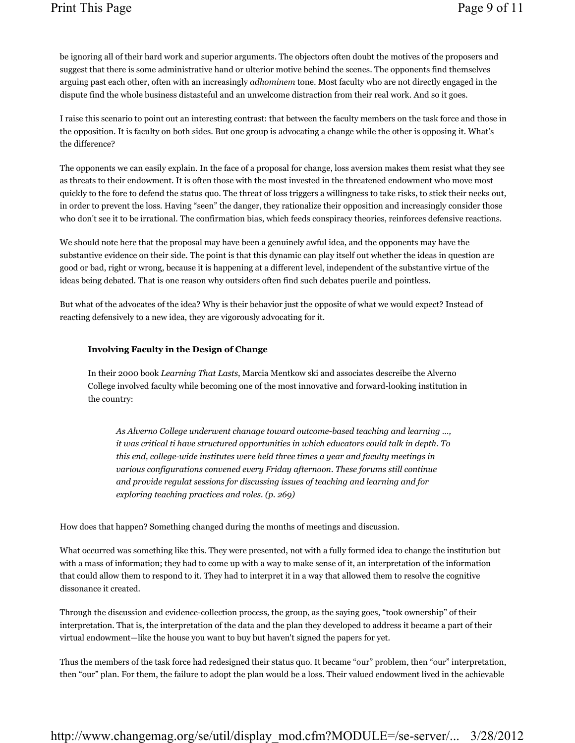be ignoring all of their hard work and superior arguments. The objectors often doubt the motives of the proposers and suggest that there is some administrative hand or ulterior motive behind the scenes. The opponents find themselves arguing past each other, often with an increasingly *adhominem* tone. Most faculty who are not directly engaged in the dispute find the whole business distasteful and an unwelcome distraction from their real work. And so it goes.

I raise this scenario to point out an interesting contrast: that between the faculty members on the task force and those in the opposition. It is faculty on both sides. But one group is advocating a change while the other is opposing it. What's the difference?

The opponents we can easily explain. In the face of a proposal for change, loss aversion makes them resist what they see as threats to their endowment. It is often those with the most invested in the threatened endowment who move most quickly to the fore to defend the status quo. The threat of loss triggers a willingness to take risks, to stick their necks out, in order to prevent the loss. Having "seen" the danger, they rationalize their opposition and increasingly consider those who don't see it to be irrational. The confirmation bias, which feeds conspiracy theories, reinforces defensive reactions.

We should note here that the proposal may have been a genuinely awful idea, and the opponents may have the substantive evidence on their side. The point is that this dynamic can play itself out whether the ideas in question are good or bad, right or wrong, because it is happening at a different level, independent of the substantive virtue of the ideas being debated. That is one reason why outsiders often find such debates puerile and pointless.

But what of the advocates of the idea? Why is their behavior just the opposite of what we would expect? Instead of reacting defensively to a new idea, they are vigorously advocating for it.

> **Involving Faculty in the Design of Change**
>
> In their 2000 book *Learning That Lasts*, Marcia Mentkow ski and associates descreibe the Alverno College involved faculty while becoming one of the most innovative and forward-looking institution in the country:
>
> > *As Alverno College underwent chanage toward outcome-based teaching and learning ..., it was critical ti have structured opportunities in which educators could talk in depth. To this end, college-wide institutes were held three times a year and faculty meetings in various configurations convened every Friday afternoon. These forums still continue and provide regulat sessions for discussing issues of teaching and learning and for exploring teaching practices and roles. (p. 269)*

How does that happen? Something changed during the months of meetings and discussion.

What occurred was something like this. They were presented, not with a fully formed idea to change the institution but with a mass of information; they had to come up with a way to make sense of it, an interpretation of the information that could allow them to respond to it. They had to interpret it in a way that allowed them to resolve the cognitive dissonance it created.

Through the discussion and evidence-collection process, the group, as the saying goes, "took ownership" of their interpretation. That is, the interpretation of the data and the plan they developed to address it became a part of their virtual endowment—like the house you want to buy but haven't signed the papers for yet.

Thus the members of the task force had redesigned their status quo. It became "our" problem, then "our" interpretation, then "our" plan. For them, the failure to adopt the plan would be a loss. Their valued endowment lived in the achievable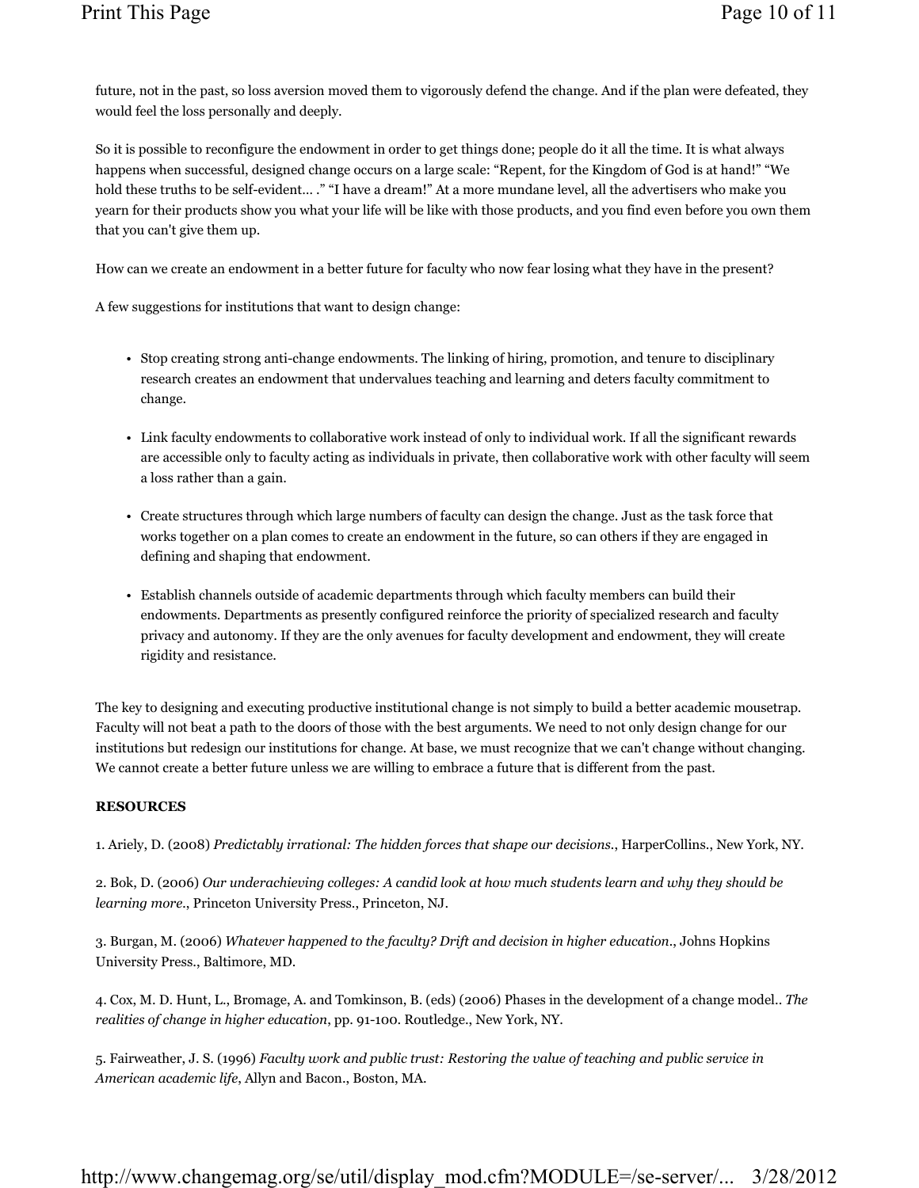future, not in the past, so loss aversion moved them to vigorously defend the change. And if the plan were defeated, they would feel the loss personally and deeply.

So it is possible to reconfigure the endowment in order to get things done; people do it all the time. It is what always happens when successful, designed change occurs on a large scale: “Repent, for the Kingdom of God is at hand!” “We hold these truths to be self-evident… .” “I have a dream!” At a more mundane level, all the advertisers who make you yearn for their products show you what your life will be like with those products, and you find even before you own them that you can't give them up.

How can we create an endowment in a better future for faculty who now fear losing what they have in the present?

A few suggestions for institutions that want to design change:

- Stop creating strong anti-change endowments. The linking of hiring, promotion, and tenure to disciplinary research creates an endowment that undervalues teaching and learning and deters faculty commitment to change.
- Link faculty endowments to collaborative work instead of only to individual work. If all the significant rewards are accessible only to faculty acting as individuals in private, then collaborative work with other faculty will seem a loss rather than a gain.
- Create structures through which large numbers of faculty can design the change. Just as the task force that works together on a plan comes to create an endowment in the future, so can others if they are engaged in defining and shaping that endowment.
- Establish channels outside of academic departments through which faculty members can build their endowments. Departments as presently configured reinforce the priority of specialized research and faculty privacy and autonomy. If they are the only avenues for faculty development and endowment, they will create rigidity and resistance.

The key to designing and executing productive institutional change is not simply to build a better academic mousetrap. Faculty will not beat a path to the doors of those with the best arguments. We need to not only design change for our institutions but redesign our institutions for change. At base, we must recognize that we can't change without changing. We cannot create a better future unless we are willing to embrace a future that is different from the past.

**RESOURCES**

1. Ariely, D. (2008) *Predictably irrational: The hidden forces that shape our decisions.*, HarperCollins., New York, NY.

2. Bok, D. (2006) *Our underachieving colleges: A candid look at how much students learn and why they should be learning more.*, Princeton University Press., Princeton, NJ.

3. Burgan, M. (2006) *Whatever happened to the faculty? Drift and decision in higher education.*, Johns Hopkins University Press., Baltimore, MD.

4. Cox, M. D. Hunt, L., Bromage, A. and Tomkinson, B. (eds) (2006) Phases in the development of a change model.. *The realities of change in higher education*, pp. 91-100. Routledge., New York, NY.

5. Fairweather, J. S. (1996) *Faculty work and public trust: Restoring the value of teaching and public service in American academic life*, Allyn and Bacon., Boston, MA.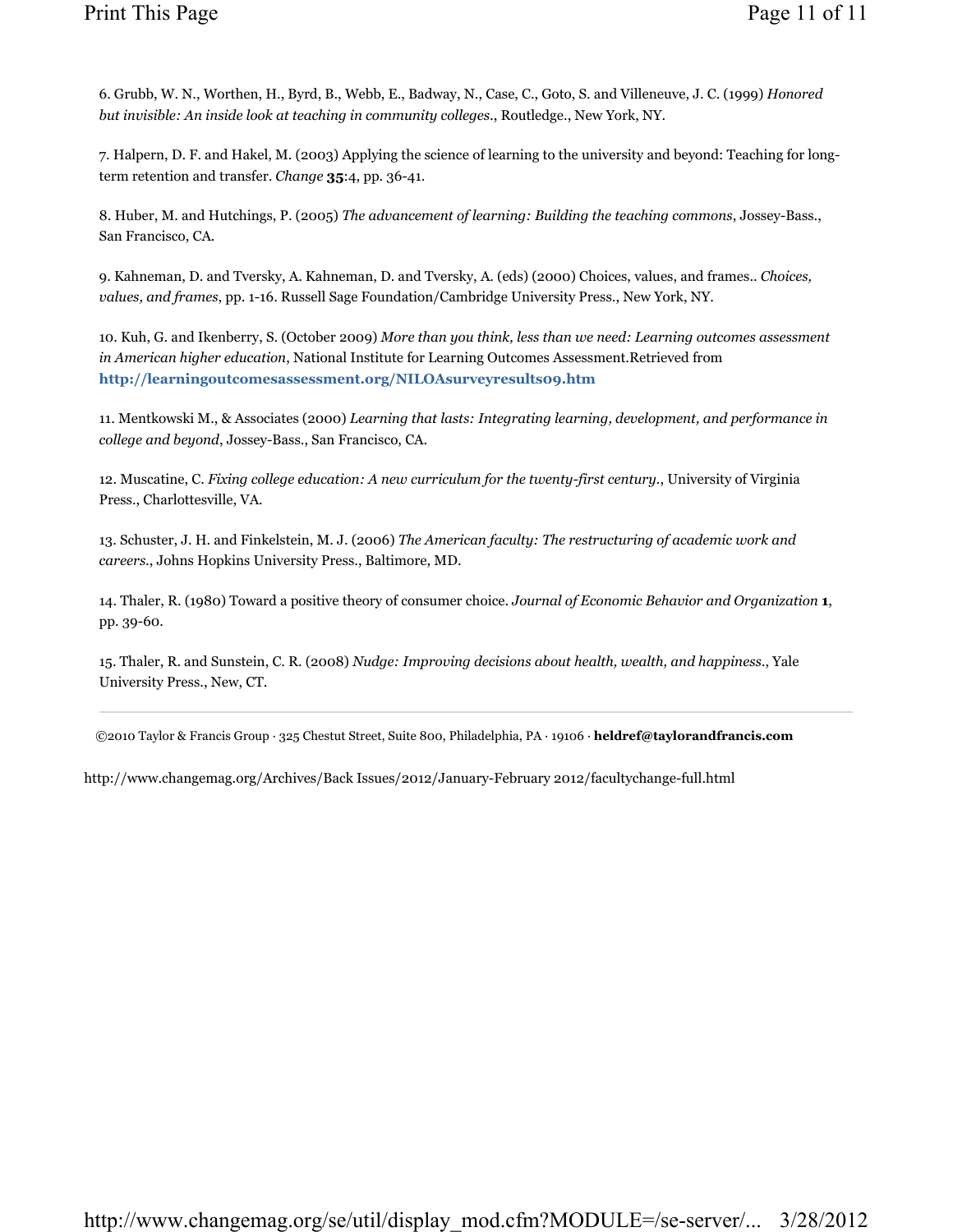6. Grubb, W. N., Worthen, H., Byrd, B., Webb, E., Badway, N., Case, C., Goto, S. and Villeneuve, J. C. (1999) *Honored but invisible: An inside look at teaching in community colleges.*, Routledge., New York, NY.

7. Halpern, D. F. and Hakel, M. (2003) Applying the science of learning to the university and beyond: Teaching for long-term retention and transfer. *Change* **35**:4, pp. 36-41.

8. Huber, M. and Hutchings, P. (2005) *The advancement of learning: Building the teaching commons*, Jossey-Bass., San Francisco, CA.

9. Kahneman, D. and Tversky, A. Kahneman, D. and Tversky, A. (eds) (2000) Choices, values, and frames.. *Choices, values, and frames*, pp. 1-16. Russell Sage Foundation/Cambridge University Press., New York, NY.

10. Kuh, G. and Ikenberry, S. (October 2009) *More than you think, less than we need: Learning outcomes assessment in American higher education*, National Institute for Learning Outcomes Assessment.Retrieved from **http://learningoutcomesassessment.org/NILOAsurveyresults09.htm**

11. Mentkowski M., & Associates (2000) *Learning that lasts: Integrating learning, development, and performance in college and beyond*, Jossey-Bass., San Francisco, CA.

12. Muscatine, C. *Fixing college education: A new curriculum for the twenty-first century.*, University of Virginia Press., Charlottesville, VA.

13. Schuster, J. H. and Finkelstein, M. J. (2006) *The American faculty: The restructuring of academic work and careers.*, Johns Hopkins University Press., Baltimore, MD.

14. Thaler, R. (1980) Toward a positive theory of consumer choice. *Journal of Economic Behavior and Organization* **1**, pp. 39-60.

15. Thaler, R. and Sunstein, C. R. (2008) *Nudge: Improving decisions about health, wealth, and happiness.*, Yale University Press., New, CT.

---

©2010 Taylor & Francis Group · 325 Chestut Street, Suite 800, Philadelphia, PA · 19106 · **heldref@taylorandfrancis.com**

http://www.changemag.org/Archives/Back Issues/2012/January-February 2012/facultychange-full.html